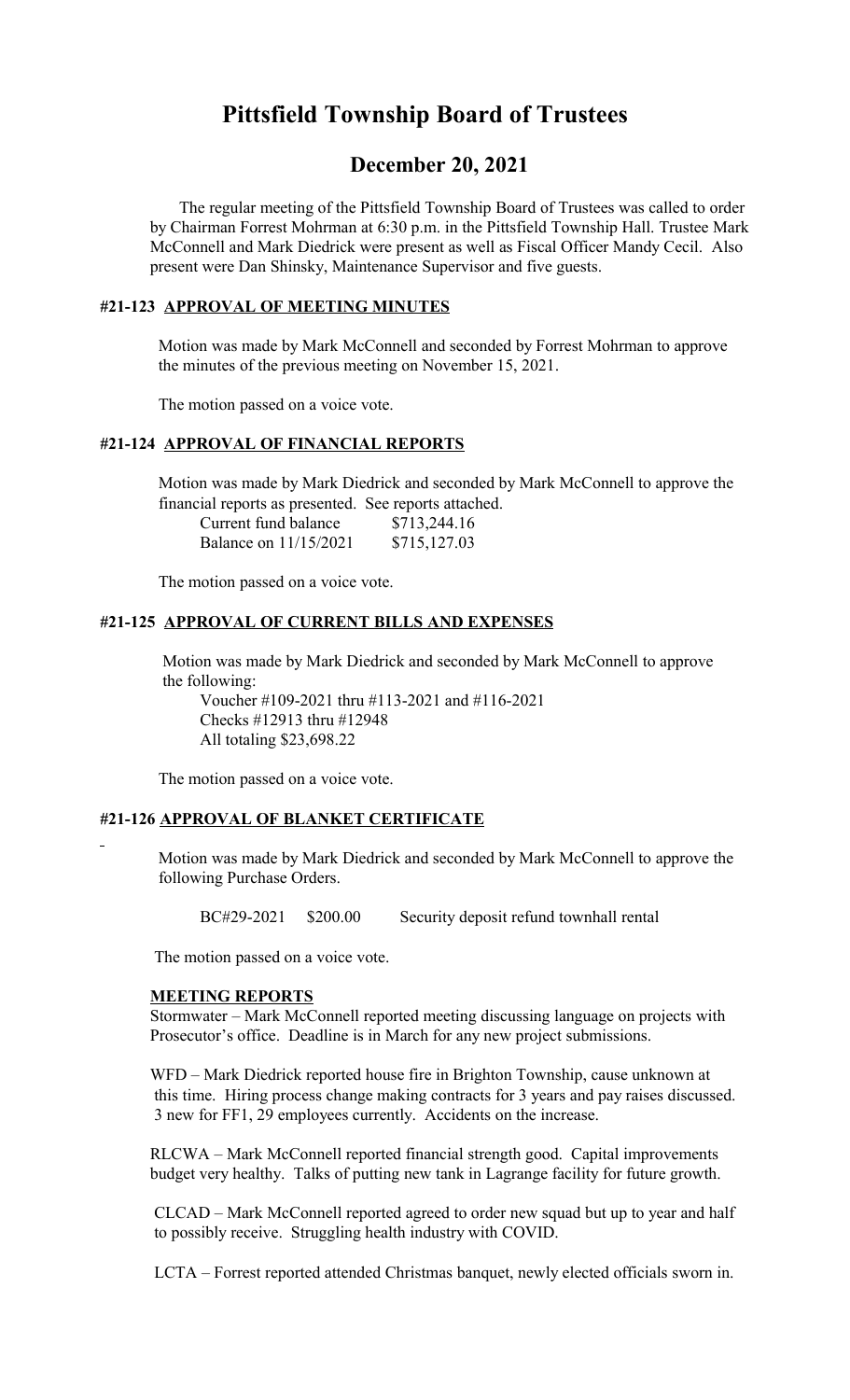# Pittsfield Township Board of Trustees

## December 20, 2021

The regular meeting of the Pittsfield Township Board of Trustees was called to order by Chairman Forrest Mohrman at 6:30 p.m. in the Pittsfield Township Hall. Trustee Mark McConnell and Mark Diedrick were present as well as Fiscal Officer Mandy Cecil. Also present were Dan Shinsky, Maintenance Supervisor and five guests.

### #21-123 APPROVAL OF MEETING MINUTES

Motion was made by Mark McConnell and seconded by Forrest Mohrman to approve the minutes of the previous meeting on November 15, 2021.

The motion passed on a voice vote.

### #21-124 APPROVAL OF FINANCIAL REPORTS

Motion was made by Mark Diedrick and seconded by Mark McConnell to approve the financial reports as presented. See reports attached.

| | |
|---|---|
| Current fund balance | $713,244.16 |
| Balance on 11/15/2021 | $715,127.03 |

The motion passed on a voice vote.

### #21-125 APPROVAL OF CURRENT BILLS AND EXPENSES

Motion was made by Mark Diedrick and seconded by Mark McConnell to approve the following:

Voucher #109-2021 thru #113-2021 and #116-2021
Checks #12913 thru #12948
All totaling $23,698.22

The motion passed on a voice vote.

### #21-126 APPROVAL OF BLANKET CERTIFICATE

Motion was made by Mark Diedrick and seconded by Mark McConnell to approve the following Purchase Orders.

| | | |
|---|---|---|
| BC#29-2021 | $200.00 | Security deposit refund townhall rental |

The motion passed on a voice vote.

### MEETING REPORTS

Stormwater – Mark McConnell reported meeting discussing language on projects with Prosecutor's office. Deadline is in March for any new project submissions.

WFD – Mark Diedrick reported house fire in Brighton Township, cause unknown at this time. Hiring process change making contracts for 3 years and pay raises discussed. 3 new for FF1, 29 employees currently. Accidents on the increase.

RLCWA – Mark McConnell reported financial strength good. Capital improvements budget very healthy. Talks of putting new tank in Lagrange facility for future growth.

CLCAD – Mark McConnell reported agreed to order new squad but up to year and half to possibly receive. Struggling health industry with COVID.

LCTA – Forrest reported attended Christmas banquet, newly elected officials sworn in.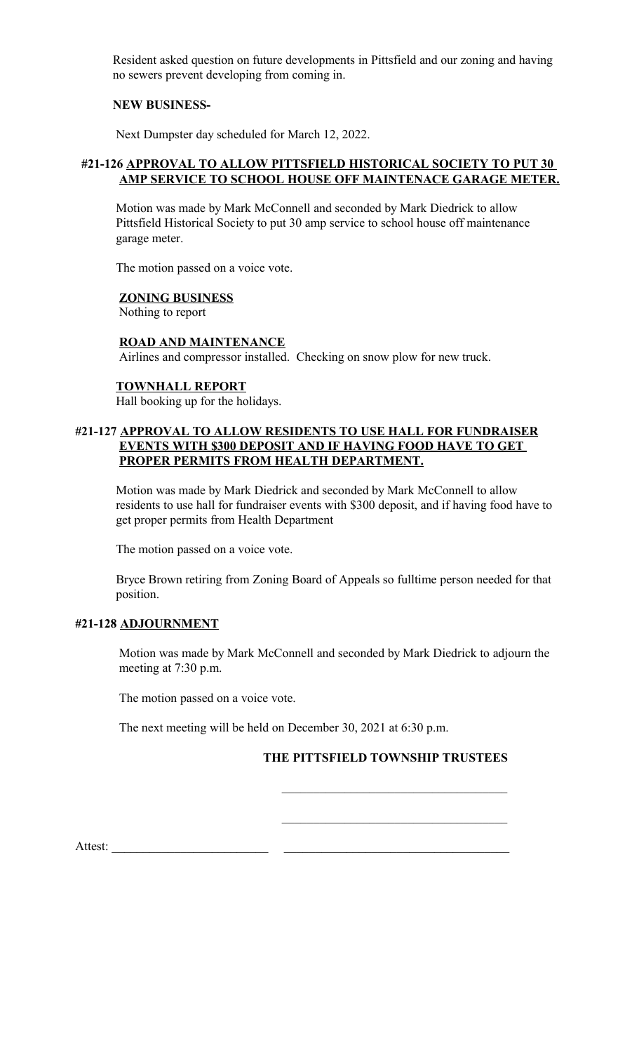Resident asked question on future developments in Pittsfield and our zoning and having no sewers prevent developing from coming in.

**NEW BUSINESS-**

Next Dumpster day scheduled for March 12, 2022.

**#21-126 APPROVAL TO ALLOW PITTSFIELD HISTORICAL SOCIETY TO PUT 30 AMP SERVICE TO SCHOOL HOUSE OFF MAINTENACE GARAGE METER.**

Motion was made by Mark McConnell and seconded by Mark Diedrick to allow Pittsfield Historical Society to put 30 amp service to school house off maintenance garage meter.

The motion passed on a voice vote.

**ZONING BUSINESS**

Nothing to report

**ROAD AND MAINTENANCE**

Airlines and compressor installed. Checking on snow plow for new truck.

**TOWNHALL REPORT**

Hall booking up for the holidays.

**#21-127 APPROVAL TO ALLOW RESIDENTS TO USE HALL FOR FUNDRAISER EVENTS WITH $300 DEPOSIT AND IF HAVING FOOD HAVE TO GET PROPER PERMITS FROM HEALTH DEPARTMENT.**

Motion was made by Mark Diedrick and seconded by Mark McConnell to allow residents to use hall for fundraiser events with $300 deposit, and if having food have to get proper permits from Health Department

The motion passed on a voice vote.

Bryce Brown retiring from Zoning Board of Appeals so fulltime person needed for that position.

**#21-128 ADJOURNMENT**

Motion was made by Mark McConnell and seconded by Mark Diedrick to adjourn the meeting at 7:30 p.m.

The motion passed on a voice vote.

The next meeting will be held on December 30, 2021 at 6:30 p.m.

**THE PITTSFIELD TOWNSHIP TRUSTEES**

\_\_\_\_\_\_\_\_\_\_\_\_\_\_\_\_\_\_\_\_\_\_\_\_\_\_\_\_\_\_\_\_\_\_\_

\_\_\_\_\_\_\_\_\_\_\_\_\_\_\_\_\_\_\_\_\_\_\_\_\_\_\_\_\_\_\_\_\_\_\_

Attest: \_\_\_\_\_\_\_\_\_\_\_\_\_\_\_\_\_\_\_\_\_\_\_\_\_ \_\_\_\_\_\_\_\_\_\_\_\_\_\_\_\_\_\_\_\_\_\_\_\_\_\_\_\_\_\_\_\_\_\_\_